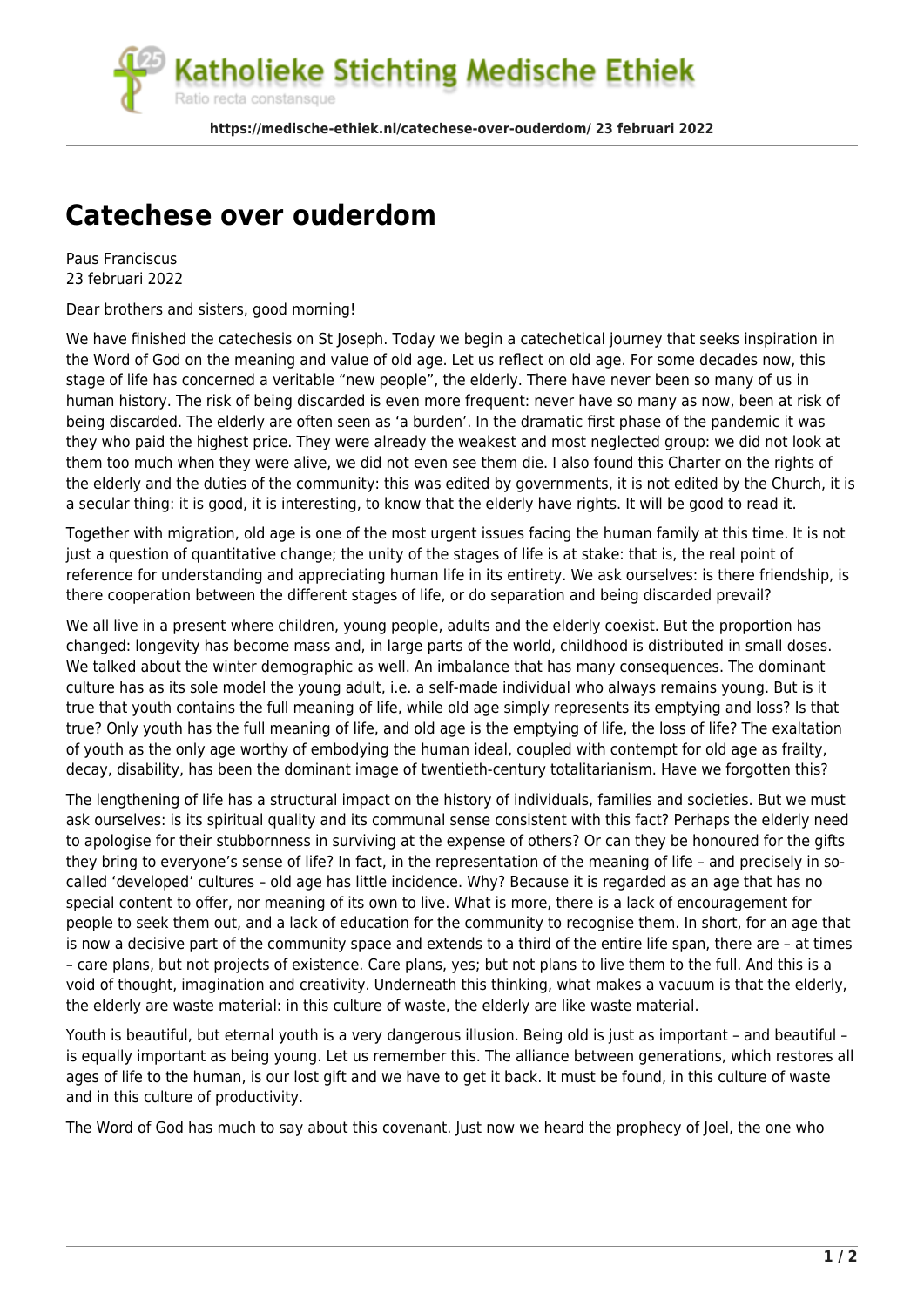# Catechese over ouderdom

Paus Franciscus
23 februari 2022

Dear brothers and sisters, good morning!

We have finished the catechesis on St Joseph. Today we begin a catechetical journey that seeks inspiration in the Word of God on the meaning and value of old age. Let us reflect on old age. For some decades now, this stage of life has concerned a veritable "new people", the elderly. There have never been so many of us in human history. The risk of being discarded is even more frequent: never have so many as now, been at risk of being discarded. The elderly are often seen as 'a burden'. In the dramatic first phase of the pandemic it was they who paid the highest price. They were already the weakest and most neglected group: we did not look at them too much when they were alive, we did not even see them die. I also found this Charter on the rights of the elderly and the duties of the community: this was edited by governments, it is not edited by the Church, it is a secular thing: it is good, it is interesting, to know that the elderly have rights. It will be good to read it.

Together with migration, old age is one of the most urgent issues facing the human family at this time. It is not just a question of quantitative change; the unity of the stages of life is at stake: that is, the real point of reference for understanding and appreciating human life in its entirety. We ask ourselves: is there friendship, is there cooperation between the different stages of life, or do separation and being discarded prevail?

We all live in a present where children, young people, adults and the elderly coexist. But the proportion has changed: longevity has become mass and, in large parts of the world, childhood is distributed in small doses. We talked about the winter demographic as well. An imbalance that has many consequences. The dominant culture has as its sole model the young adult, i.e. a self-made individual who always remains young. But is it true that youth contains the full meaning of life, while old age simply represents its emptying and loss? Is that true? Only youth has the full meaning of life, and old age is the emptying of life, the loss of life? The exaltation of youth as the only age worthy of embodying the human ideal, coupled with contempt for old age as frailty, decay, disability, has been the dominant image of twentieth-century totalitarianism. Have we forgotten this?

The lengthening of life has a structural impact on the history of individuals, families and societies. But we must ask ourselves: is its spiritual quality and its communal sense consistent with this fact? Perhaps the elderly need to apologise for their stubbornness in surviving at the expense of others? Or can they be honoured for the gifts they bring to everyone's sense of life? In fact, in the representation of the meaning of life – and precisely in so-called 'developed' cultures – old age has little incidence. Why? Because it is regarded as an age that has no special content to offer, nor meaning of its own to live. What is more, there is a lack of encouragement for people to seek them out, and a lack of education for the community to recognise them. In short, for an age that is now a decisive part of the community space and extends to a third of the entire life span, there are – at times – care plans, but not projects of existence. Care plans, yes; but not plans to live them to the full. And this is a void of thought, imagination and creativity. Underneath this thinking, what makes a vacuum is that the elderly, the elderly are waste material: in this culture of waste, the elderly are like waste material.

Youth is beautiful, but eternal youth is a very dangerous illusion. Being old is just as important – and beautiful – is equally important as being young. Let us remember this. The alliance between generations, which restores all ages of life to the human, is our lost gift and we have to get it back. It must be found, in this culture of waste and in this culture of productivity.

The Word of God has much to say about this covenant. Just now we heard the prophecy of Joel, the one who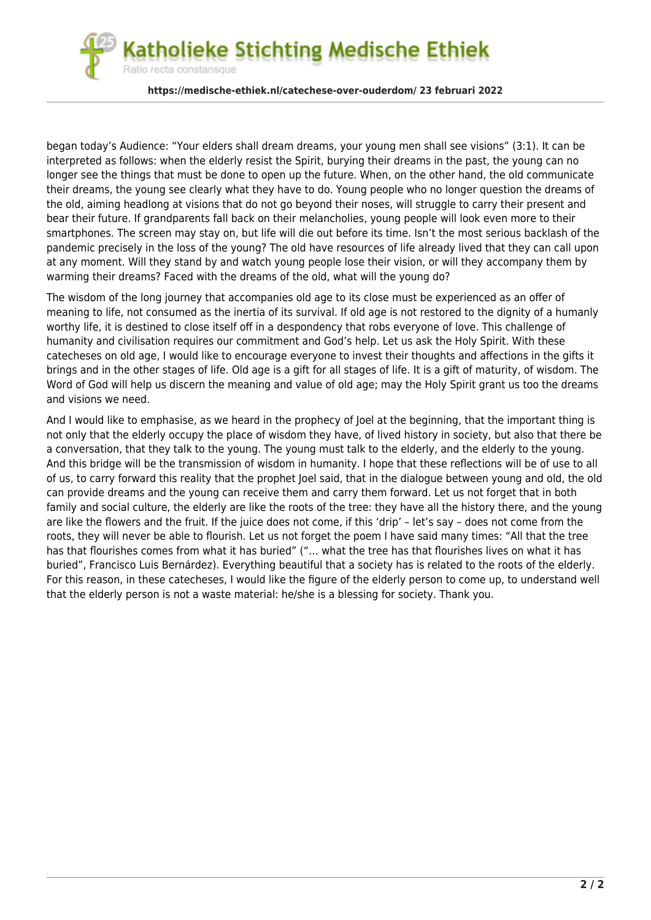began today's Audience: "Your elders shall dream dreams, your young men shall see visions" (3:1). It can be interpreted as follows: when the elderly resist the Spirit, burying their dreams in the past, the young can no longer see the things that must be done to open up the future. When, on the other hand, the old communicate their dreams, the young see clearly what they have to do. Young people who no longer question the dreams of the old, aiming headlong at visions that do not go beyond their noses, will struggle to carry their present and bear their future. If grandparents fall back on their melancholies, young people will look even more to their smartphones. The screen may stay on, but life will die out before its time. Isn't the most serious backlash of the pandemic precisely in the loss of the young? The old have resources of life already lived that they can call upon at any moment. Will they stand by and watch young people lose their vision, or will they accompany them by warming their dreams? Faced with the dreams of the old, what will the young do?

The wisdom of the long journey that accompanies old age to its close must be experienced as an offer of meaning to life, not consumed as the inertia of its survival. If old age is not restored to the dignity of a humanly worthy life, it is destined to close itself off in a despondency that robs everyone of love. This challenge of humanity and civilisation requires our commitment and God's help. Let us ask the Holy Spirit. With these catecheses on old age, I would like to encourage everyone to invest their thoughts and affections in the gifts it brings and in the other stages of life. Old age is a gift for all stages of life. It is a gift of maturity, of wisdom. The Word of God will help us discern the meaning and value of old age; may the Holy Spirit grant us too the dreams and visions we need.

And I would like to emphasise, as we heard in the prophecy of Joel at the beginning, that the important thing is not only that the elderly occupy the place of wisdom they have, of lived history in society, but also that there be a conversation, that they talk to the young. The young must talk to the elderly, and the elderly to the young. And this bridge will be the transmission of wisdom in humanity. I hope that these reflections will be of use to all of us, to carry forward this reality that the prophet Joel said, that in the dialogue between young and old, the old can provide dreams and the young can receive them and carry them forward. Let us not forget that in both family and social culture, the elderly are like the roots of the tree: they have all the history there, and the young are like the flowers and the fruit. If the juice does not come, if this 'drip' – let's say – does not come from the roots, they will never be able to flourish. Let us not forget the poem I have said many times: "All that the tree has that flourishes comes from what it has buried" ("… what the tree has that flourishes lives on what it has buried", Francisco Luis Bernárdez). Everything beautiful that a society has is related to the roots of the elderly. For this reason, in these catecheses, I would like the figure of the elderly person to come up, to understand well that the elderly person is not a waste material: he/she is a blessing for society. Thank you.